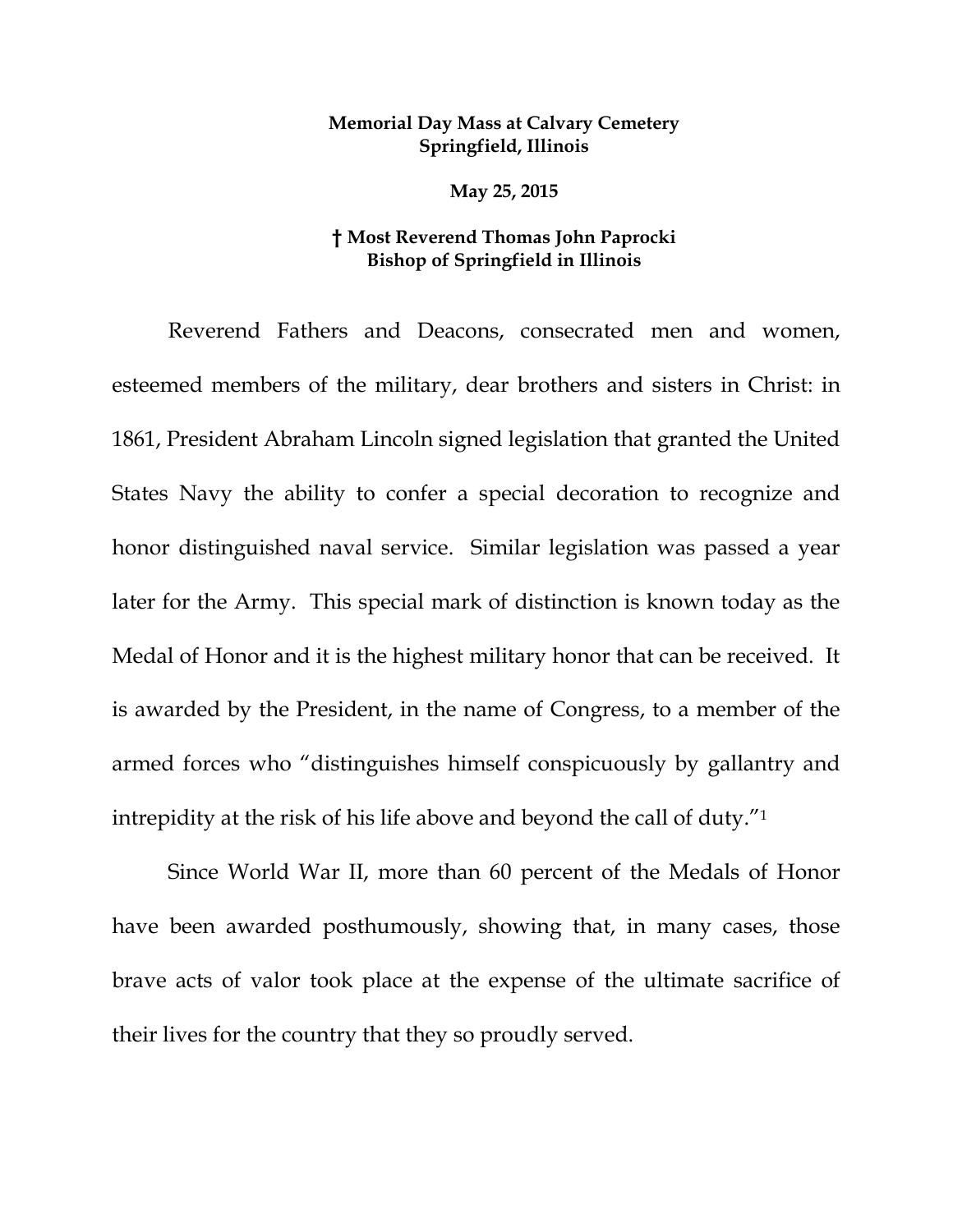**Memorial Day Mass at Calvary Cemetery**
**Springfield, Illinois**

**May 25, 2015**

**† Most Reverend Thomas John Paprocki**
**Bishop of Springfield in Illinois**

Reverend Fathers and Deacons, consecrated men and women, esteemed members of the military, dear brothers and sisters in Christ: in 1861, President Abraham Lincoln signed legislation that granted the United States Navy the ability to confer a special decoration to recognize and honor distinguished naval service. Similar legislation was passed a year later for the Army. This special mark of distinction is known today as the Medal of Honor and it is the highest military honor that can be received. It is awarded by the President, in the name of Congress, to a member of the armed forces who "distinguishes himself conspicuously by gallantry and intrepidity at the risk of his life above and beyond the call of duty."[1]

Since World War II, more than 60 percent of the Medals of Honor have been awarded posthumously, showing that, in many cases, those brave acts of valor took place at the expense of the ultimate sacrifice of their lives for the country that they so proudly served.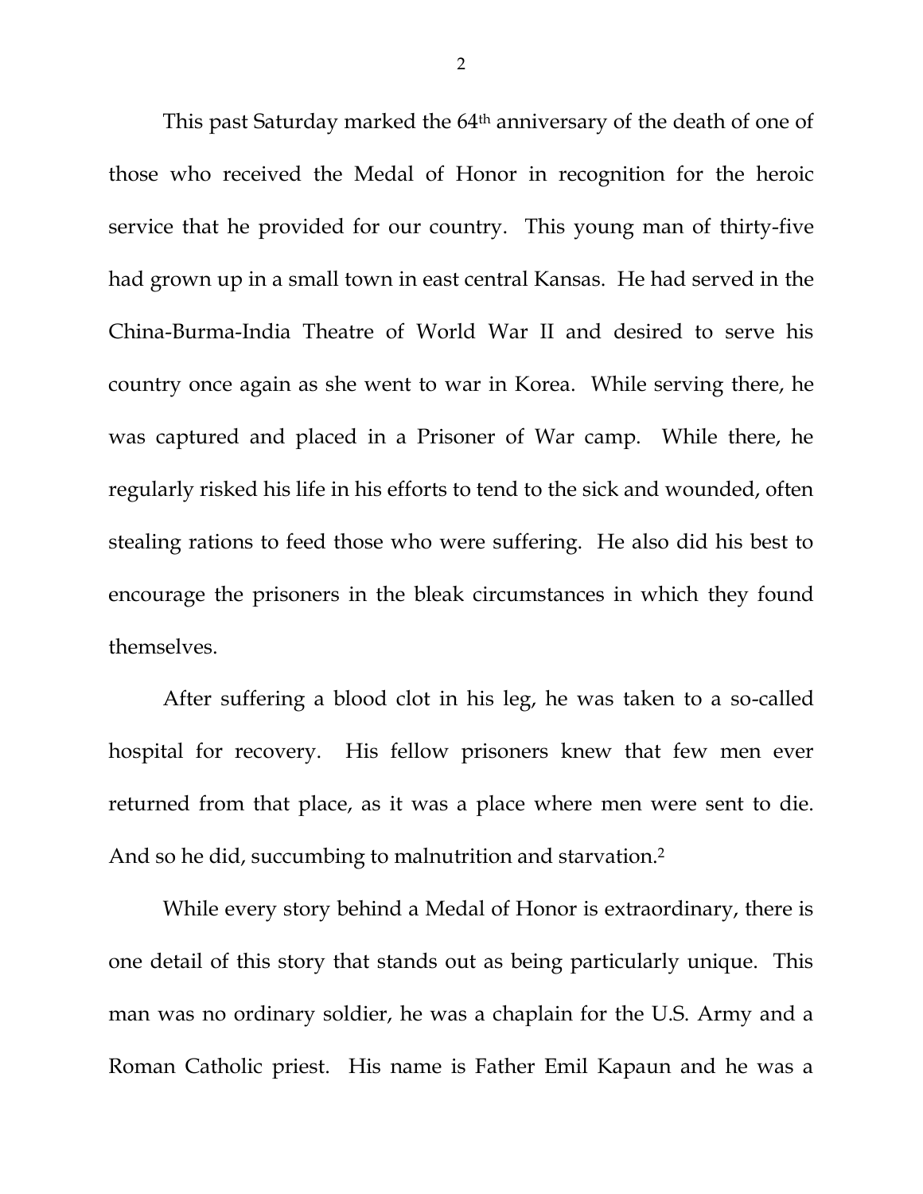This past Saturday marked the 64th anniversary of the death of one of those who received the Medal of Honor in recognition for the heroic service that he provided for our country. This young man of thirty-five had grown up in a small town in east central Kansas. He had served in the China-Burma-India Theatre of World War II and desired to serve his country once again as she went to war in Korea. While serving there, he was captured and placed in a Prisoner of War camp. While there, he regularly risked his life in his efforts to tend to the sick and wounded, often stealing rations to feed those who were suffering. He also did his best to encourage the prisoners in the bleak circumstances in which they found themselves.

After suffering a blood clot in his leg, he was taken to a so-called hospital for recovery. His fellow prisoners knew that few men ever returned from that place, as it was a place where men were sent to die. And so he did, succumbing to malnutrition and starvation.[2]

While every story behind a Medal of Honor is extraordinary, there is one detail of this story that stands out as being particularly unique. This man was no ordinary soldier, he was a chaplain for the U.S. Army and a Roman Catholic priest. His name is Father Emil Kapaun and he was a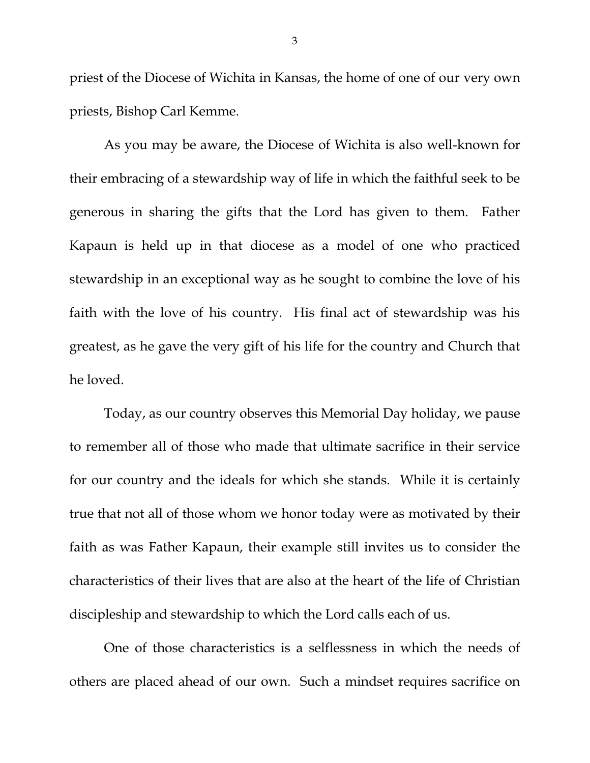priest of the Diocese of Wichita in Kansas, the home of one of our very own priests, Bishop Carl Kemme.

As you may be aware, the Diocese of Wichita is also well-known for their embracing of a stewardship way of life in which the faithful seek to be generous in sharing the gifts that the Lord has given to them. Father Kapaun is held up in that diocese as a model of one who practiced stewardship in an exceptional way as he sought to combine the love of his faith with the love of his country. His final act of stewardship was his greatest, as he gave the very gift of his life for the country and Church that he loved.

Today, as our country observes this Memorial Day holiday, we pause to remember all of those who made that ultimate sacrifice in their service for our country and the ideals for which she stands. While it is certainly true that not all of those whom we honor today were as motivated by their faith as was Father Kapaun, their example still invites us to consider the characteristics of their lives that are also at the heart of the life of Christian discipleship and stewardship to which the Lord calls each of us.

One of those characteristics is a selflessness in which the needs of others are placed ahead of our own. Such a mindset requires sacrifice on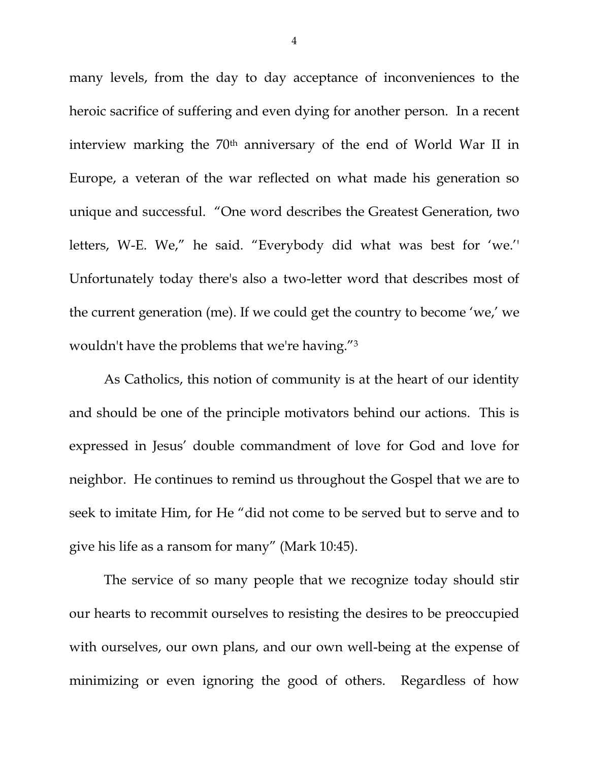many levels, from the day to day acceptance of inconveniences to the heroic sacrifice of suffering and even dying for another person. In a recent interview marking the 70th anniversary of the end of World War II in Europe, a veteran of the war reflected on what made his generation so unique and successful. "One word describes the Greatest Generation, two letters, W-E. We," he said. "Everybody did what was best for 'we.'' Unfortunately today there's also a two-letter word that describes most of the current generation (me). If we could get the country to become 'we,' we wouldn't have the problems that we're having."[3]

As Catholics, this notion of community is at the heart of our identity and should be one of the principle motivators behind our actions. This is expressed in Jesus' double commandment of love for God and love for neighbor. He continues to remind us throughout the Gospel that we are to seek to imitate Him, for He "did not come to be served but to serve and to give his life as a ransom for many" (Mark 10:45).

The service of so many people that we recognize today should stir our hearts to recommit ourselves to resisting the desires to be preoccupied with ourselves, our own plans, and our own well-being at the expense of minimizing or even ignoring the good of others. Regardless of how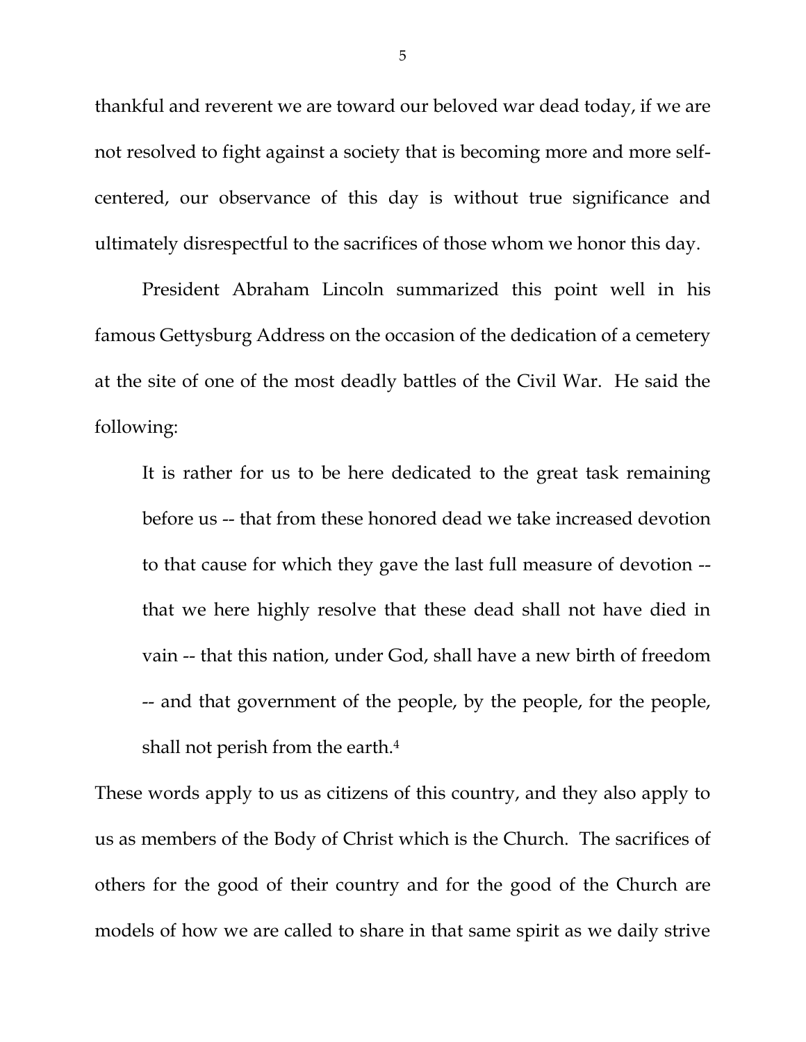thankful and reverent we are toward our beloved war dead today, if we are not resolved to fight against a society that is becoming more and more self-centered, our observance of this day is without true significance and ultimately disrespectful to the sacrifices of those whom we honor this day.

President Abraham Lincoln summarized this point well in his famous Gettysburg Address on the occasion of the dedication of a cemetery at the site of one of the most deadly battles of the Civil War. He said the following:

> It is rather for us to be here dedicated to the great task remaining before us -- that from these honored dead we take increased devotion to that cause for which they gave the last full measure of devotion -- that we here highly resolve that these dead shall not have died in vain -- that this nation, under God, shall have a new birth of freedom -- and that government of the people, by the people, for the people, shall not perish from the earth.[4]

These words apply to us as citizens of this country, and they also apply to us as members of the Body of Christ which is the Church. The sacrifices of others for the good of their country and for the good of the Church are models of how we are called to share in that same spirit as we daily strive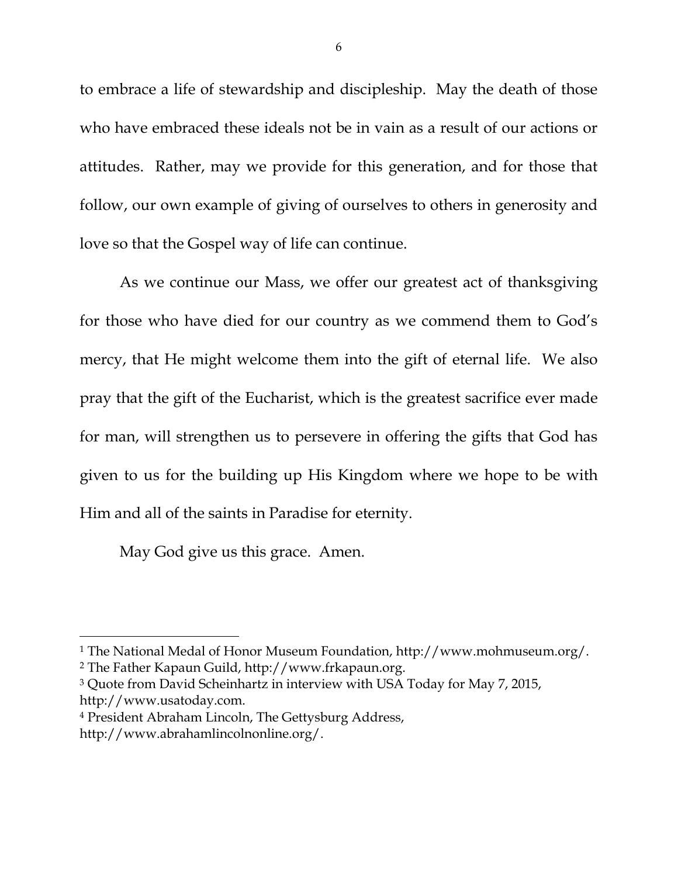to embrace a life of stewardship and discipleship. May the death of those who have embraced these ideals not be in vain as a result of our actions or attitudes. Rather, may we provide for this generation, and for those that follow, our own example of giving of ourselves to others in generosity and love so that the Gospel way of life can continue.

As we continue our Mass, we offer our greatest act of thanksgiving for those who have died for our country as we commend them to God's mercy, that He might welcome them into the gift of eternal life. We also pray that the gift of the Eucharist, which is the greatest sacrifice ever made for man, will strengthen us to persevere in offering the gifts that God has given to us for the building up His Kingdom where we hope to be with Him and all of the saints in Paradise for eternity.

May God give us this grace. Amen.

---

[1] The National Medal of Honor Museum Foundation, http://www.mohmuseum.org/.

[2] The Father Kapaun Guild, http://www.frkapaun.org.

[3] Quote from David Scheinhartz in interview with USA Today for May 7, 2015, http://www.usatoday.com.

[4] President Abraham Lincoln, The Gettysburg Address, http://www.abrahamlincolnonline.org/.